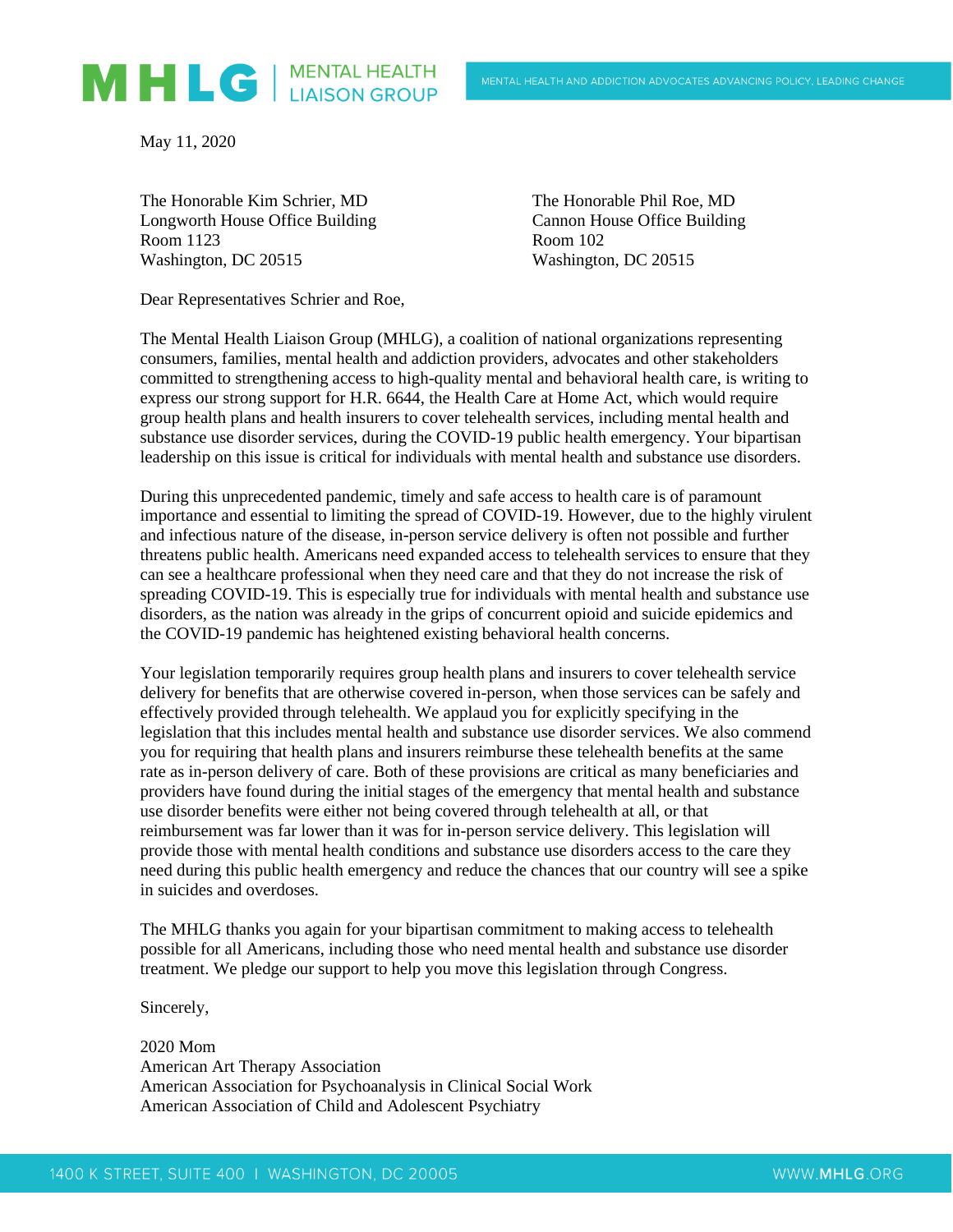May 11, 2020

The Honorable Kim Schrier, MD
Longworth House Office Building
Room 1123
Washington, DC 20515

The Honorable Phil Roe, MD
Cannon House Office Building
Room 102
Washington, DC 20515

Dear Representatives Schrier and Roe,

The Mental Health Liaison Group (MHLG), a coalition of national organizations representing consumers, families, mental health and addiction providers, advocates and other stakeholders committed to strengthening access to high-quality mental and behavioral health care, is writing to express our strong support for H.R. 6644, the Health Care at Home Act, which would require group health plans and health insurers to cover telehealth services, including mental health and substance use disorder services, during the COVID-19 public health emergency. Your bipartisan leadership on this issue is critical for individuals with mental health and substance use disorders.

During this unprecedented pandemic, timely and safe access to health care is of paramount importance and essential to limiting the spread of COVID-19. However, due to the highly virulent and infectious nature of the disease, in-person service delivery is often not possible and further threatens public health. Americans need expanded access to telehealth services to ensure that they can see a healthcare professional when they need care and that they do not increase the risk of spreading COVID-19. This is especially true for individuals with mental health and substance use disorders, as the nation was already in the grips of concurrent opioid and suicide epidemics and the COVID-19 pandemic has heightened existing behavioral health concerns.

Your legislation temporarily requires group health plans and insurers to cover telehealth service delivery for benefits that are otherwise covered in-person, when those services can be safely and effectively provided through telehealth. We applaud you for explicitly specifying in the legislation that this includes mental health and substance use disorder services. We also commend you for requiring that health plans and insurers reimburse these telehealth benefits at the same rate as in-person delivery of care. Both of these provisions are critical as many beneficiaries and providers have found during the initial stages of the emergency that mental health and substance use disorder benefits were either not being covered through telehealth at all, or that reimbursement was far lower than it was for in-person service delivery. This legislation will provide those with mental health conditions and substance use disorders access to the care they need during this public health emergency and reduce the chances that our country will see a spike in suicides and overdoses.

The MHLG thanks you again for your bipartisan commitment to making access to telehealth possible for all Americans, including those who need mental health and substance use disorder treatment. We pledge our support to help you move this legislation through Congress.

Sincerely,

2020 Mom
American Art Therapy Association
American Association for Psychoanalysis in Clinical Social Work
American Association of Child and Adolescent Psychiatry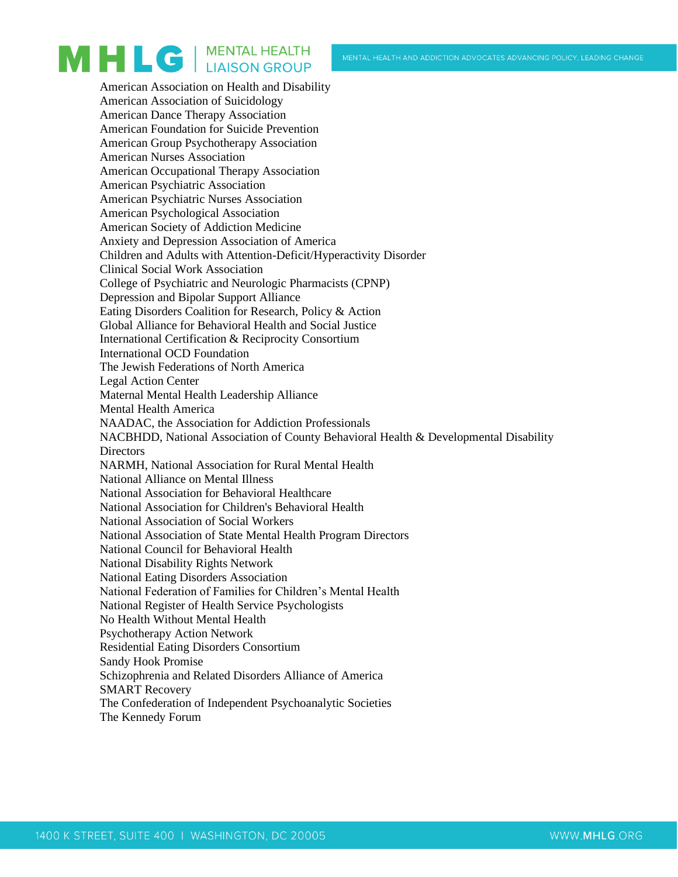American Association on Health and Disability
American Association of Suicidology
American Dance Therapy Association
American Foundation for Suicide Prevention
American Group Psychotherapy Association
American Nurses Association
American Occupational Therapy Association
American Psychiatric Association
American Psychiatric Nurses Association
American Psychological Association
American Society of Addiction Medicine
Anxiety and Depression Association of America
Children and Adults with Attention-Deficit/Hyperactivity Disorder
Clinical Social Work Association
College of Psychiatric and Neurologic Pharmacists (CPNP)
Depression and Bipolar Support Alliance
Eating Disorders Coalition for Research, Policy & Action
Global Alliance for Behavioral Health and Social Justice
International Certification & Reciprocity Consortium
International OCD Foundation
The Jewish Federations of North America
Legal Action Center
Maternal Mental Health Leadership Alliance
Mental Health America
NAADAC, the Association for Addiction Professionals
NACBHDD, National Association of County Behavioral Health & Developmental Disability Directors
NARMH, National Association for Rural Mental Health
National Alliance on Mental Illness
National Association for Behavioral Healthcare
National Association for Children's Behavioral Health
National Association of Social Workers
National Association of State Mental Health Program Directors
National Council for Behavioral Health
National Disability Rights Network
National Eating Disorders Association
National Federation of Families for Children's Mental Health
National Register of Health Service Psychologists
No Health Without Mental Health
Psychotherapy Action Network
Residential Eating Disorders Consortium
Sandy Hook Promise
Schizophrenia and Related Disorders Alliance of America
SMART Recovery
The Confederation of Independent Psychoanalytic Societies
The Kennedy Forum